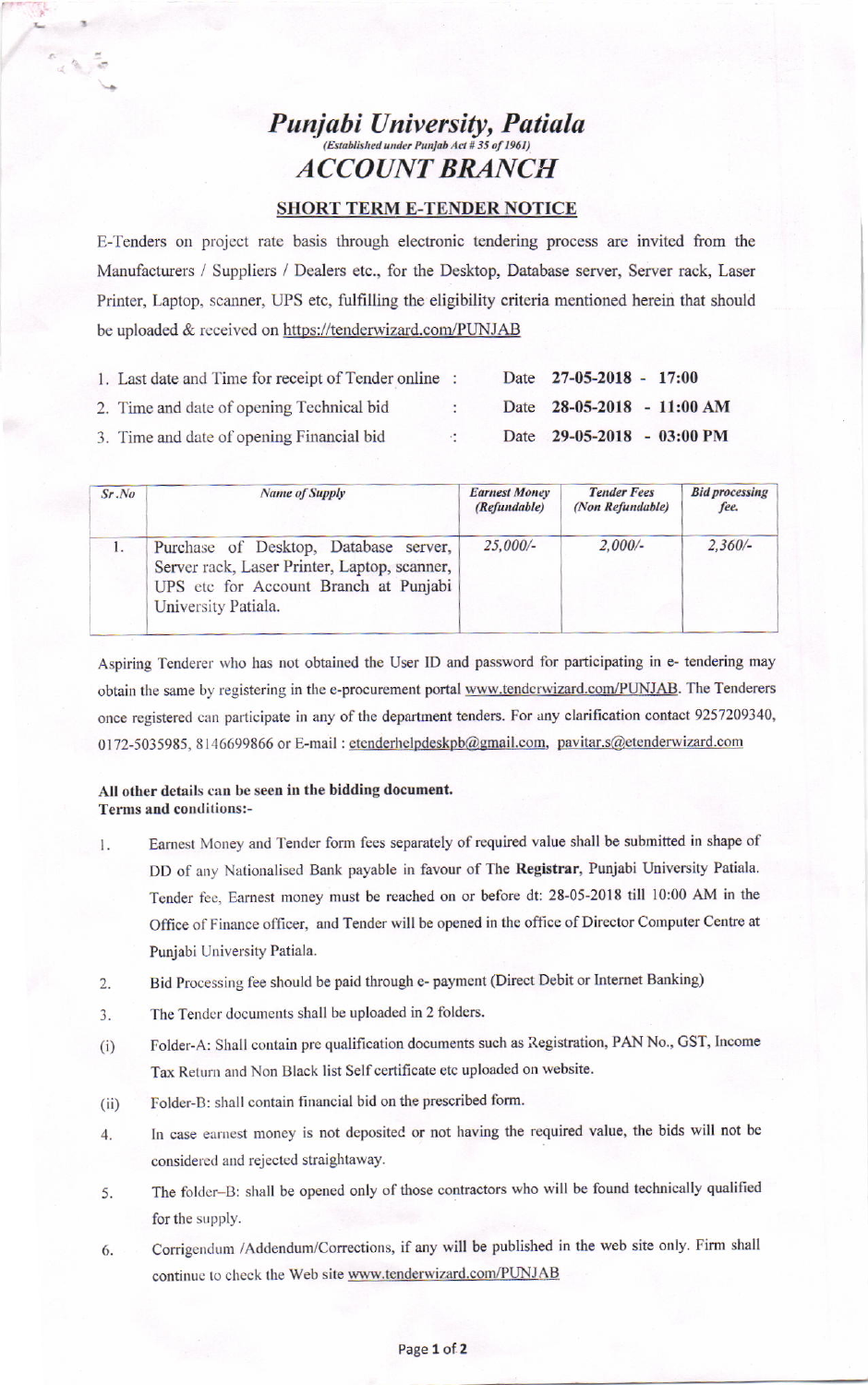# *Punjabi University, Patiala*

*(Established under Punjab Act # 35 of 1961)*

# *ACCOUNT BRANCH*

## SHORT TERM E-TENDER NOTICE

E-Tenders on project rate basis through electronic tendering process are invited from the Manufacturers / Suppliers / Dealers etc., for the Desktop, Database server, Server rack, Laser Printer, Laptop, scanner, UPS etc, fulfilling the eligibility criteria mentioned herein that should be uploaded & received on https://tenderwizard.com/PUNJAB

1. Last date and Time for receipt of Tender online : Date **27-05-2018 - 17:00**
2. Time and date of opening Technical bid : Date **28-05-2018 - 11:00 AM**
3. Time and date of opening Financial bid : Date **29-05-2018 - 03:00 PM**

| *Sr.No* | *Name of Supply* | *Earnest Money (Refundable)* | *Tender Fees (Non Refundable)* | *Bid processing fee.* |
|---|---|---|---|---|
| 1. | Purchase of Desktop, Database server, Server rack, Laser Printer, Laptop, scanner, UPS etc for Account Branch at Punjabi University Patiala. | *25,000/-* | *2,000/-* | *2,360/-* |

Aspiring Tenderer who has not obtained the User ID and password for participating in e- tendering may obtain the same by registering in the e-procurement portal www.tenderwizard.com/PUNJAB. The Tenderers once registered can participate in any of the department tenders. For any clarification contact 9257209340, 0172-5035985, 8146699866 or E-mail : etenderhelpdeskpb@gmail.com, pavitar.s@etenderwizard.com

**All other details can be seen in the bidding document.**
**Terms and conditions:-**

1. Earnest Money and Tender form fees separately of required value shall be submitted in shape of DD of any Nationalised Bank payable in favour of The **Registrar**, Punjabi University Patiala. Tender fee, Earnest money must be reached on or before dt: 28-05-2018 till 10:00 AM in the Office of Finance officer, and Tender will be opened in the office of Director Computer Centre at Punjabi University Patiala.
2. Bid Processing fee should be paid through e- payment (Direct Debit or Internet Banking)
3. The Tender documents shall be uploaded in 2 folders.

(i) Folder-A: Shall contain pre qualification documents such as Registration, PAN No., GST, Income Tax Return and Non Black list Self certificate etc uploaded on website.

(ii) Folder-B: shall contain financial bid on the prescribed form.

4. In case earnest money is not deposited or not having the required value, the bids will not be considered and rejected straightaway.
5. The folder–B: shall be opened only of those contractors who will be found technically qualified for the supply.
6. Corrigendum /Addendum/Corrections, if any will be published in the web site only. Firm shall continue to check the Web site www.tenderwizard.com/PUNJAB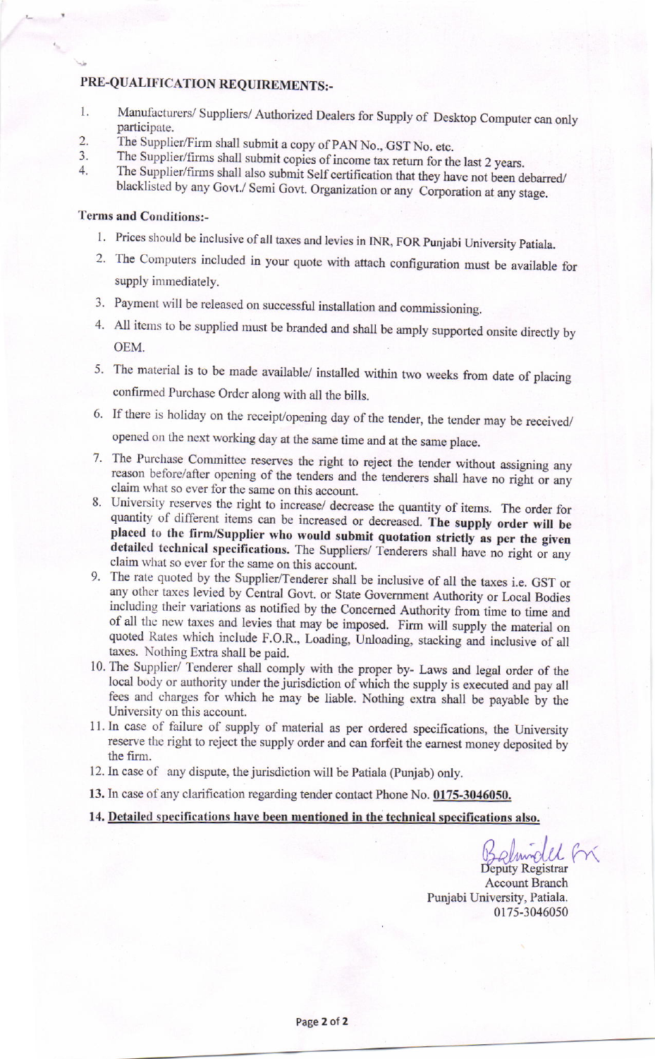## PRE-QUALIFICATION REQUIREMENTS:-

1. Manufacturers/ Suppliers/ Authorized Dealers for Supply of Desktop Computer can only participate.
2. The Supplier/Firm shall submit a copy of PAN No., GST No. etc.
3. The Supplier/firms shall submit copies of income tax return for the last 2 years.
4. The Supplier/firms shall also submit Self certification that they have not been debarred/ blacklisted by any Govt./ Semi Govt. Organization or any Corporation at any stage.

## Terms and Conditions:-

1. Prices should be inclusive of all taxes and levies in INR, FOR Punjabi University Patiala.
2. The Computers included in your quote with attach configuration must be available for supply immediately.
3. Payment will be released on successful installation and commissioning.
4. All items to be supplied must be branded and shall be amply supported onsite directly by OEM.
5. The material is to be made available/ installed within two weeks from date of placing confirmed Purchase Order along with all the bills.
6. If there is holiday on the receipt/opening day of the tender, the tender may be received/ opened on the next working day at the same time and at the same place.
7. The Purchase Committee reserves the right to reject the tender without assigning any reason before/after opening of the tenders and the tenderers shall have no right or any claim what so ever for the same on this account.
8. University reserves the right to increase/ decrease the quantity of items. The order for quantity of different items can be increased or decreased. **The supply order will be placed to the firm/Supplier who would submit quotation strictly as per the given detailed technical specifications.** The Suppliers/ Tenderers shall have no right or any claim what so ever for the same on this account.
9. The rate quoted by the Supplier/Tenderer shall be inclusive of all the taxes i.e. GST or any other taxes levied by Central Govt. or State Government Authority or Local Bodies including their variations as notified by the Concerned Authority from time to time and of all the new taxes and levies that may be imposed. Firm will supply the material on quoted Rates which include F.O.R., Loading, Unloading, stacking and inclusive of all taxes. Nothing Extra shall be paid.
10. The Supplier/ Tenderer shall comply with the proper by- Laws and legal order of the local body or authority under the jurisdiction of which the supply is executed and pay all fees and charges for which he may be liable. Nothing extra shall be payable by the University on this account.
11. In case of failure of supply of material as per ordered specifications, the University reserve the right to reject the supply order and can forfeit the earnest money deposited by the firm.
12. In case of any dispute, the jurisdiction will be Patiala (Punjab) only.
13. In case of any clarification regarding tender contact Phone No. **0175-3046050.**
14. **Detailed specifications have been mentioned in the technical specifications also.**

Deputy Registrar
Account Branch
Punjabi University, Patiala.
0175-3046050